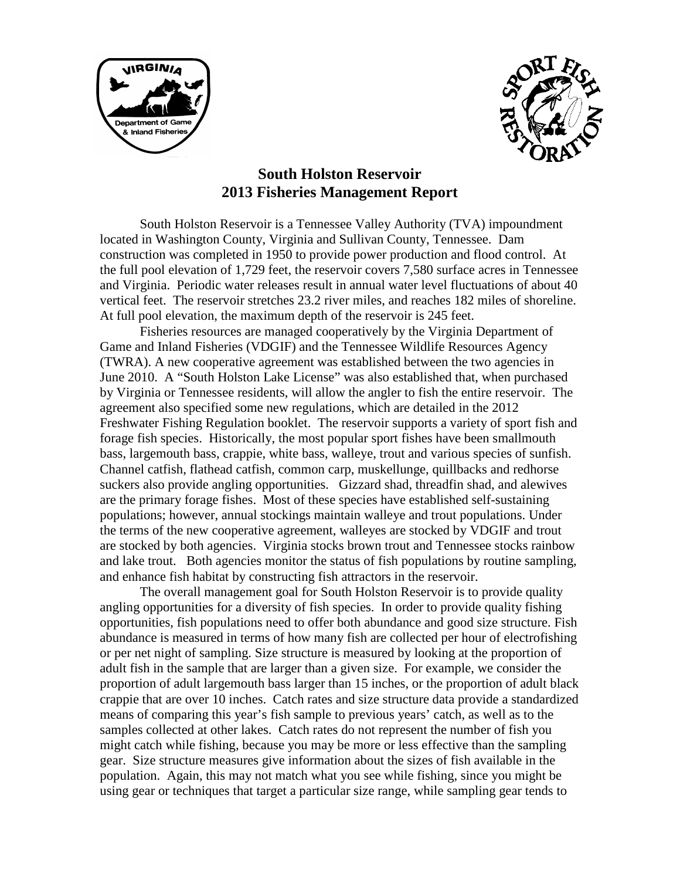# South Holston Reservoir
# 2013 Fisheries Management Report

South Holston Reservoir is a Tennessee Valley Authority (TVA) impoundment located in Washington County, Virginia and Sullivan County, Tennessee. Dam construction was completed in 1950 to provide power production and flood control. At the full pool elevation of 1,729 feet, the reservoir covers 7,580 surface acres in Tennessee and Virginia. Periodic water releases result in annual water level fluctuations of about 40 vertical feet. The reservoir stretches 23.2 river miles, and reaches 182 miles of shoreline. At full pool elevation, the maximum depth of the reservoir is 245 feet.

Fisheries resources are managed cooperatively by the Virginia Department of Game and Inland Fisheries (VDGIF) and the Tennessee Wildlife Resources Agency (TWRA). A new cooperative agreement was established between the two agencies in June 2010. A "South Holston Lake License" was also established that, when purchased by Virginia or Tennessee residents, will allow the angler to fish the entire reservoir. The agreement also specified some new regulations, which are detailed in the 2012 Freshwater Fishing Regulation booklet. The reservoir supports a variety of sport fish and forage fish species. Historically, the most popular sport fishes have been smallmouth bass, largemouth bass, crappie, white bass, walleye, trout and various species of sunfish. Channel catfish, flathead catfish, common carp, muskellunge, quillbacks and redhorse suckers also provide angling opportunities. Gizzard shad, threadfin shad, and alewives are the primary forage fishes. Most of these species have established self-sustaining populations; however, annual stockings maintain walleye and trout populations. Under the terms of the new cooperative agreement, walleyes are stocked by VDGIF and trout are stocked by both agencies. Virginia stocks brown trout and Tennessee stocks rainbow and lake trout. Both agencies monitor the status of fish populations by routine sampling, and enhance fish habitat by constructing fish attractors in the reservoir.

The overall management goal for South Holston Reservoir is to provide quality angling opportunities for a diversity of fish species. In order to provide quality fishing opportunities, fish populations need to offer both abundance and good size structure. Fish abundance is measured in terms of how many fish are collected per hour of electrofishing or per net night of sampling. Size structure is measured by looking at the proportion of adult fish in the sample that are larger than a given size. For example, we consider the proportion of adult largemouth bass larger than 15 inches, or the proportion of adult black crappie that are over 10 inches. Catch rates and size structure data provide a standardized means of comparing this year's fish sample to previous years' catch, as well as to the samples collected at other lakes. Catch rates do not represent the number of fish you might catch while fishing, because you may be more or less effective than the sampling gear. Size structure measures give information about the sizes of fish available in the population. Again, this may not match what you see while fishing, since you might be using gear or techniques that target a particular size range, while sampling gear tends to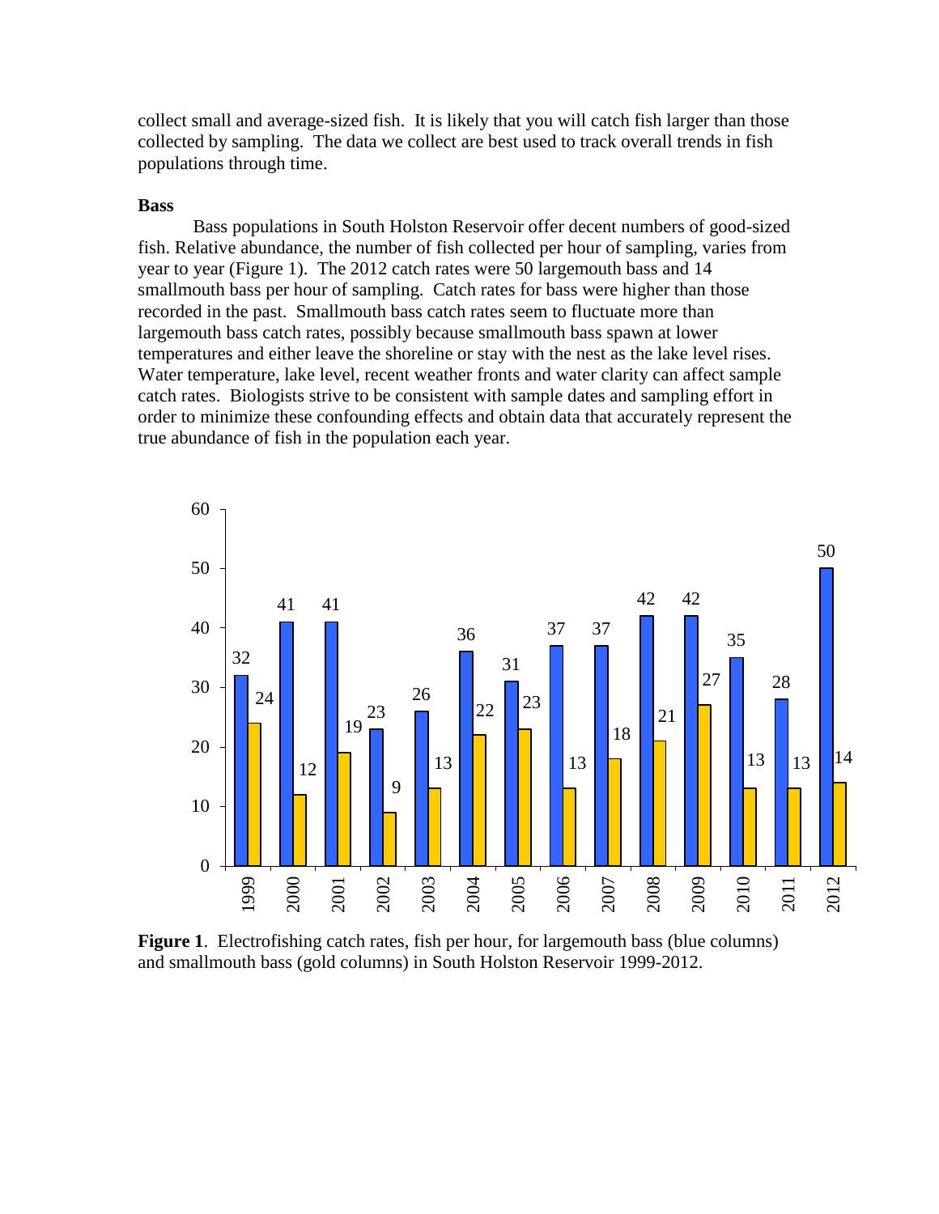collect small and average-sized fish. It is likely that you will catch fish larger than those collected by sampling. The data we collect are best used to track overall trends in fish populations through time.

**Bass**

Bass populations in South Holston Reservoir offer decent numbers of good-sized fish. Relative abundance, the number of fish collected per hour of sampling, varies from year to year (Figure 1). The 2012 catch rates were 50 largemouth bass and 14 smallmouth bass per hour of sampling. Catch rates for bass were higher than those recorded in the past. Smallmouth bass catch rates seem to fluctuate more than largemouth bass catch rates, possibly because smallmouth bass spawn at lower temperatures and either leave the shoreline or stay with the nest as the lake level rises. Water temperature, lake level, recent weather fronts and water clarity can affect sample catch rates. Biologists strive to be consistent with sample dates and sampling effort in order to minimize these confounding effects and obtain data that accurately represent the true abundance of fish in the population each year.

| Year | Largemouth bass | Smallmouth bass |
|---|---|---|
| 1999 | 32 | 24 |
| 2000 | 41 | 12 |
| 2001 | 41 | 19 |
| 2002 | 23 | 9 |
| 2003 | 26 | 13 |
| 2004 | 36 | 22 |
| 2005 | 31 | 23 |
| 2006 | 37 | 13 |
| 2007 | 37 | 18 |
| 2008 | 42 | 21 |
| 2009 | 42 | 27 |
| 2010 | 35 | 13 |
| 2011 | 28 | 13 |
| 2012 | 50 | 14 |

**Figure 1**. Electrofishing catch rates, fish per hour, for largemouth bass (blue columns) and smallmouth bass (gold columns) in South Holston Reservoir 1999-2012.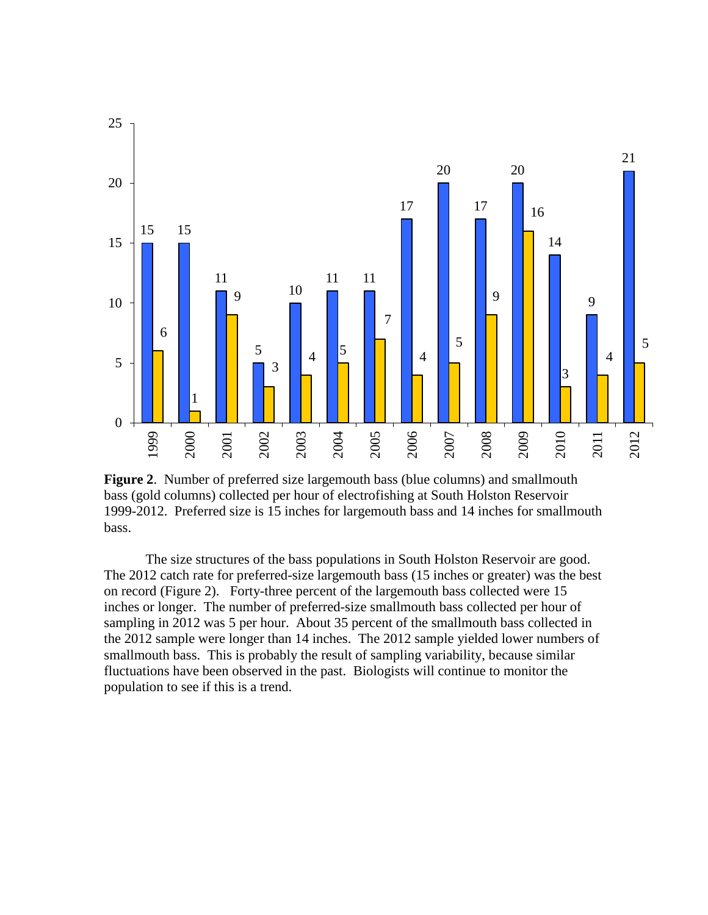**Figure 2**. Number of preferred size largemouth bass (blue columns) and smallmouth bass (gold columns) collected per hour of electrofishing at South Holston Reservoir 1999-2012. Preferred size is 15 inches for largemouth bass and 14 inches for smallmouth bass.

The size structures of the bass populations in South Holston Reservoir are good. The 2012 catch rate for preferred-size largemouth bass (15 inches or greater) was the best on record (Figure 2). Forty-three percent of the largemouth bass collected were 15 inches or longer. The number of preferred-size smallmouth bass collected per hour of sampling in 2012 was 5 per hour. About 35 percent of the smallmouth bass collected in the 2012 sample were longer than 14 inches. The 2012 sample yielded lower numbers of smallmouth bass. This is probably the result of sampling variability, because similar fluctuations have been observed in the past. Biologists will continue to monitor the population to see if this is a trend.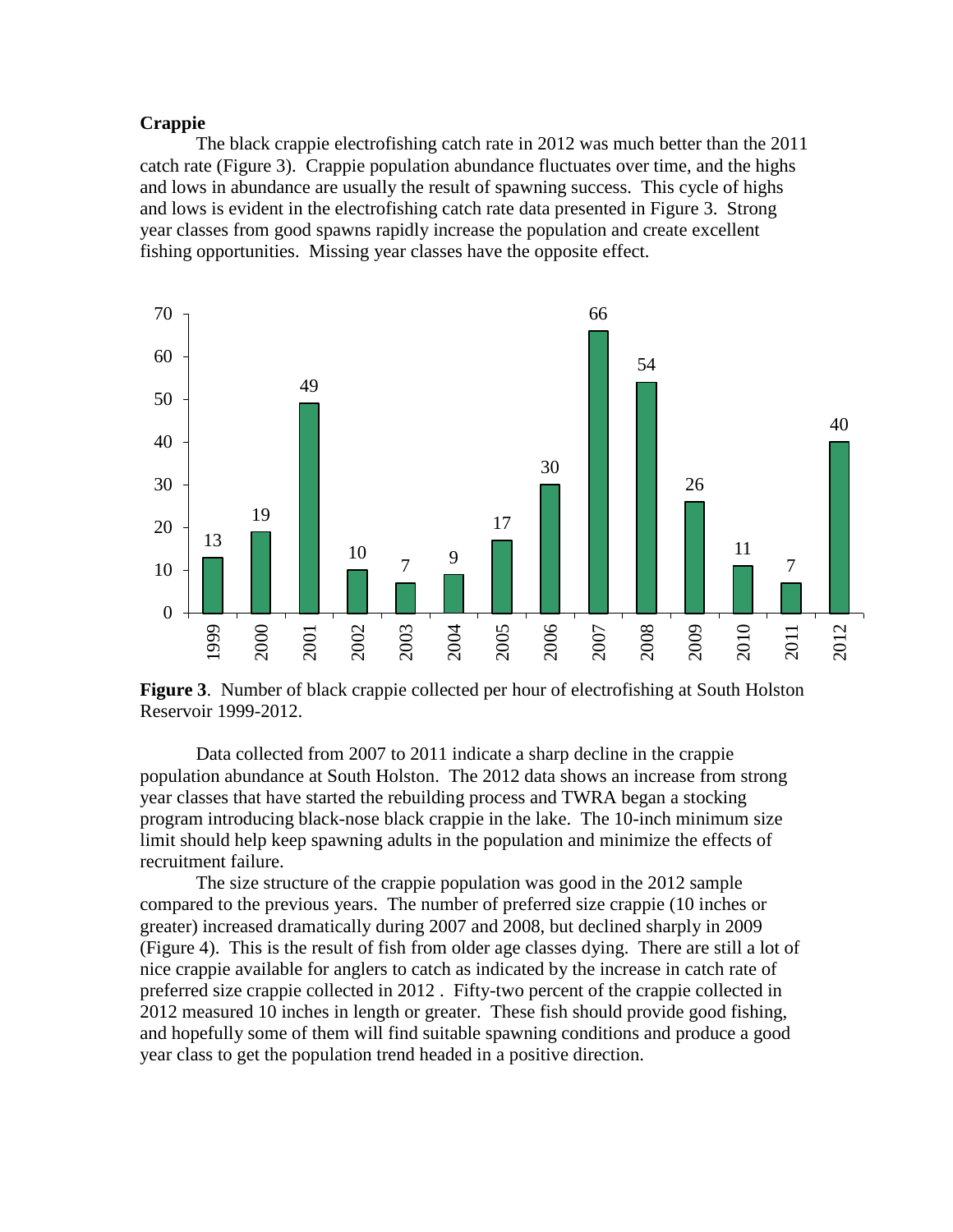**Crappie**

The black crappie electrofishing catch rate in 2012 was much better than the 2011 catch rate (Figure 3). Crappie population abundance fluctuates over time, and the highs and lows in abundance are usually the result of spawning success. This cycle of highs and lows is evident in the electrofishing catch rate data presented in Figure 3. Strong year classes from good spawns rapidly increase the population and create excellent fishing opportunities. Missing year classes have the opposite effect.

| Year | 1999 | 2000 | 2001 | 2002 | 2003 | 2004 | 2005 | 2006 | 2007 | 2008 | 2009 | 2010 | 2011 | 2012 |
|---|---|---|---|---|---|---|---|---|---|---|---|---|---|---|
| Catch rate | 13 | 19 | 49 | 10 | 7 | 9 | 17 | 30 | 66 | 54 | 26 | 11 | 7 | 40 |

**Figure 3**. Number of black crappie collected per hour of electrofishing at South Holston Reservoir 1999-2012.

Data collected from 2007 to 2011 indicate a sharp decline in the crappie population abundance at South Holston. The 2012 data shows an increase from strong year classes that have started the rebuilding process and TWRA began a stocking program introducing black-nose black crappie in the lake. The 10-inch minimum size limit should help keep spawning adults in the population and minimize the effects of recruitment failure.

The size structure of the crappie population was good in the 2012 sample compared to the previous years. The number of preferred size crappie (10 inches or greater) increased dramatically during 2007 and 2008, but declined sharply in 2009 (Figure 4). This is the result of fish from older age classes dying. There are still a lot of nice crappie available for anglers to catch as indicated by the increase in catch rate of preferred size crappie collected in 2012 . Fifty-two percent of the crappie collected in 2012 measured 10 inches in length or greater. These fish should provide good fishing, and hopefully some of them will find suitable spawning conditions and produce a good year class to get the population trend headed in a positive direction.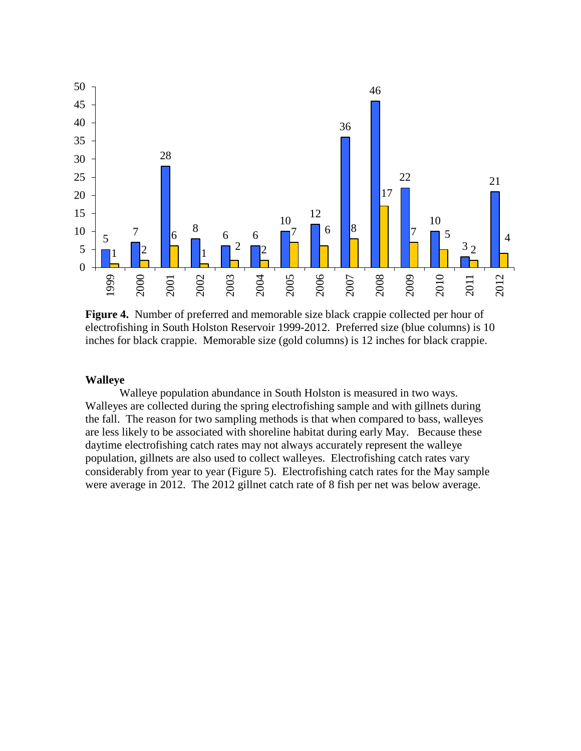**Figure 4.** Number of preferred and memorable size black crappie collected per hour of electrofishing in South Holston Reservoir 1999-2012. Preferred size (blue columns) is 10 inches for black crappie. Memorable size (gold columns) is 12 inches for black crappie.

### Walleye

Walleye population abundance in South Holston is measured in two ways. Walleyes are collected during the spring electrofishing sample and with gillnets during the fall. The reason for two sampling methods is that when compared to bass, walleyes are less likely to be associated with shoreline habitat during early May. Because these daytime electrofishing catch rates may not always accurately represent the walleye population, gillnets are also used to collect walleyes. Electrofishing catch rates vary considerably from year to year (Figure 5). Electrofishing catch rates for the May sample were average in 2012. The 2012 gillnet catch rate of 8 fish per net was below average.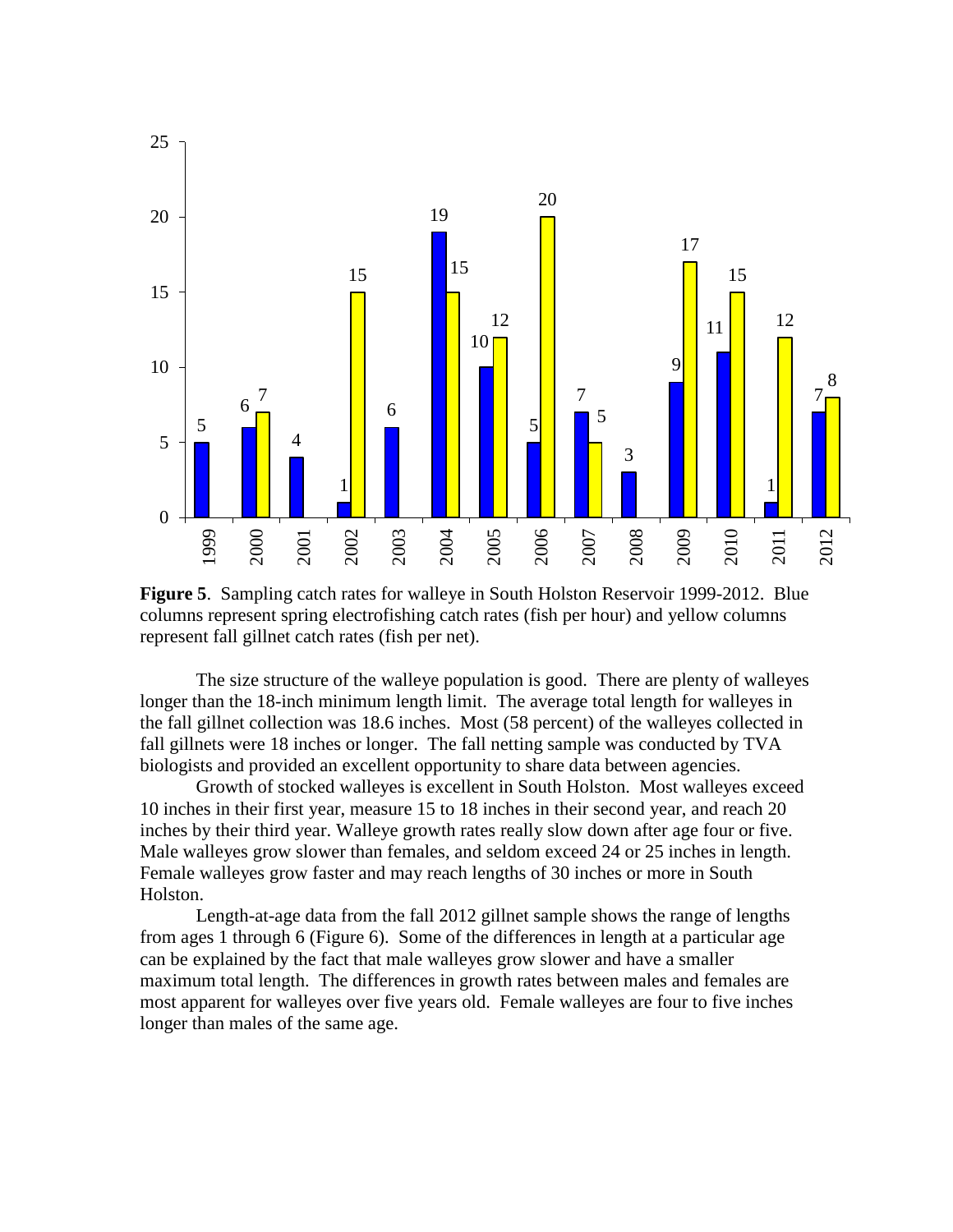**Figure 5**. Sampling catch rates for walleye in South Holston Reservoir 1999-2012. Blue columns represent spring electrofishing catch rates (fish per hour) and yellow columns represent fall gillnet catch rates (fish per net).

The size structure of the walleye population is good. There are plenty of walleyes longer than the 18-inch minimum length limit. The average total length for walleyes in the fall gillnet collection was 18.6 inches. Most (58 percent) of the walleyes collected in fall gillnets were 18 inches or longer. The fall netting sample was conducted by TVA biologists and provided an excellent opportunity to share data between agencies.

Growth of stocked walleyes is excellent in South Holston. Most walleyes exceed 10 inches in their first year, measure 15 to 18 inches in their second year, and reach 20 inches by their third year. Walleye growth rates really slow down after age four or five. Male walleyes grow slower than females, and seldom exceed 24 or 25 inches in length. Female walleyes grow faster and may reach lengths of 30 inches or more in South Holston.

Length-at-age data from the fall 2012 gillnet sample shows the range of lengths from ages 1 through 6 (Figure 6). Some of the differences in length at a particular age can be explained by the fact that male walleyes grow slower and have a smaller maximum total length. The differences in growth rates between males and females are most apparent for walleyes over five years old. Female walleyes are four to five inches longer than males of the same age.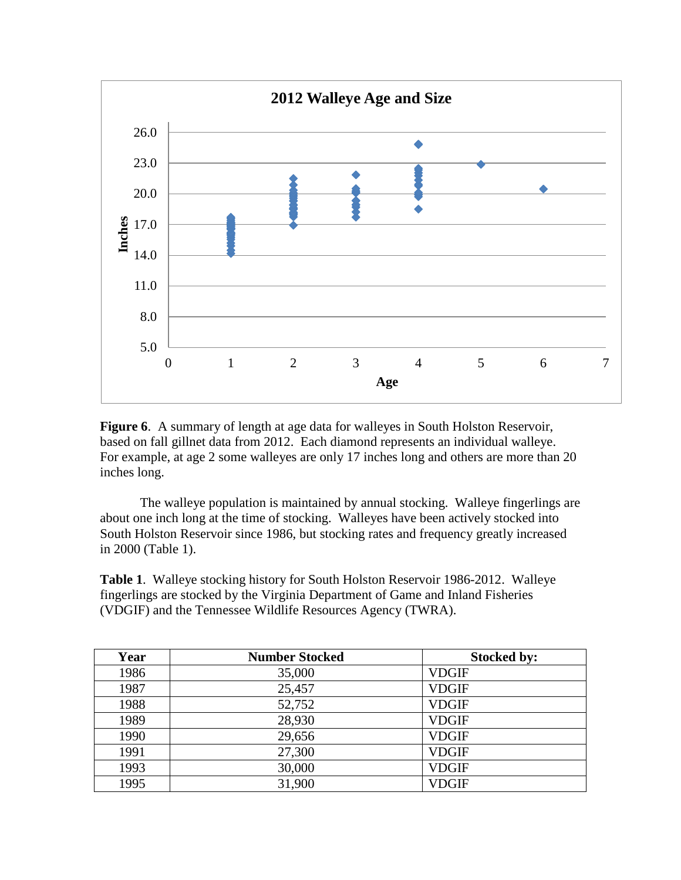**Figure 6**. A summary of length at age data for walleyes in South Holston Reservoir, based on fall gillnet data from 2012. Each diamond represents an individual walleye. For example, at age 2 some walleyes are only 17 inches long and others are more than 20 inches long.

The walleye population is maintained by annual stocking. Walleye fingerlings are about one inch long at the time of stocking. Walleyes have been actively stocked into South Holston Reservoir since 1986, but stocking rates and frequency greatly increased in 2000 (Table 1).

**Table 1**. Walleye stocking history for South Holston Reservoir 1986-2012. Walleye fingerlings are stocked by the Virginia Department of Game and Inland Fisheries (VDGIF) and the Tennessee Wildlife Resources Agency (TWRA).

| Year | Number Stocked | Stocked by: |
|---|---|---|
| 1986 | 35,000 | VDGIF |
| 1987 | 25,457 | VDGIF |
| 1988 | 52,752 | VDGIF |
| 1989 | 28,930 | VDGIF |
| 1990 | 29,656 | VDGIF |
| 1991 | 27,300 | VDGIF |
| 1993 | 30,000 | VDGIF |
| 1995 | 31,900 | VDGIF |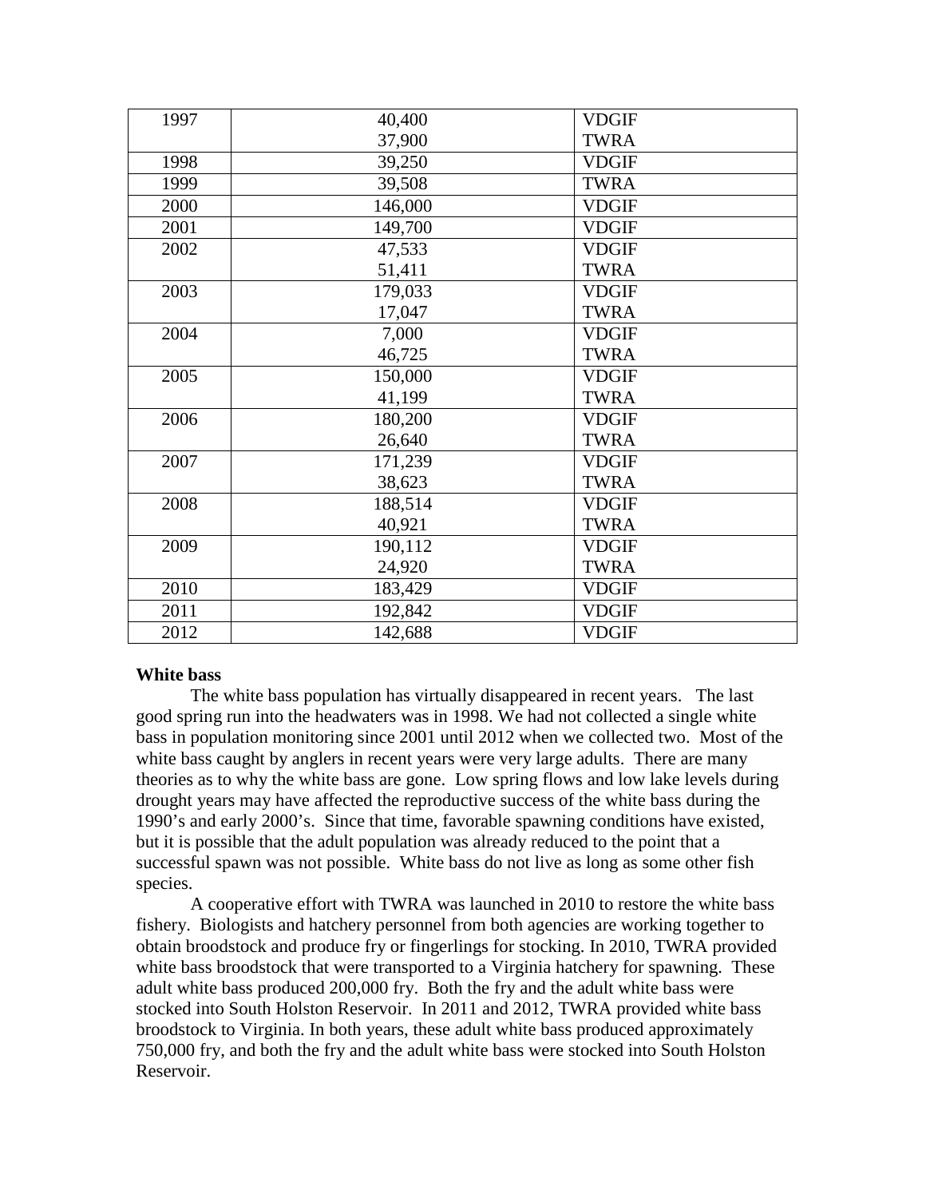| | | |
|---|---|---|
| 1997 | 40,400<br>37,900 | VDGIF<br>TWRA |
| 1998 | 39,250 | VDGIF |
| 1999 | 39,508 | TWRA |
| 2000 | 146,000 | VDGIF |
| 2001 | 149,700 | VDGIF |
| 2002 | 47,533<br>51,411 | VDGIF<br>TWRA |
| 2003 | 179,033<br>17,047 | VDGIF<br>TWRA |
| 2004 | 7,000<br>46,725 | VDGIF<br>TWRA |
| 2005 | 150,000<br>41,199 | VDGIF<br>TWRA |
| 2006 | 180,200<br>26,640 | VDGIF<br>TWRA |
| 2007 | 171,239<br>38,623 | VDGIF<br>TWRA |
| 2008 | 188,514<br>40,921 | VDGIF<br>TWRA |
| 2009 | 190,112<br>24,920 | VDGIF<br>TWRA |
| 2010 | 183,429 | VDGIF |
| 2011 | 192,842 | VDGIF |
| 2012 | 142,688 | VDGIF |

**White bass**

The white bass population has virtually disappeared in recent years. The last good spring run into the headwaters was in 1998. We had not collected a single white bass in population monitoring since 2001 until 2012 when we collected two. Most of the white bass caught by anglers in recent years were very large adults. There are many theories as to why the white bass are gone. Low spring flows and low lake levels during drought years may have affected the reproductive success of the white bass during the 1990's and early 2000's. Since that time, favorable spawning conditions have existed, but it is possible that the adult population was already reduced to the point that a successful spawn was not possible. White bass do not live as long as some other fish species.

A cooperative effort with TWRA was launched in 2010 to restore the white bass fishery. Biologists and hatchery personnel from both agencies are working together to obtain broodstock and produce fry or fingerlings for stocking. In 2010, TWRA provided white bass broodstock that were transported to a Virginia hatchery for spawning. These adult white bass produced 200,000 fry. Both the fry and the adult white bass were stocked into South Holston Reservoir. In 2011 and 2012, TWRA provided white bass broodstock to Virginia. In both years, these adult white bass produced approximately 750,000 fry, and both the fry and the adult white bass were stocked into South Holston Reservoir.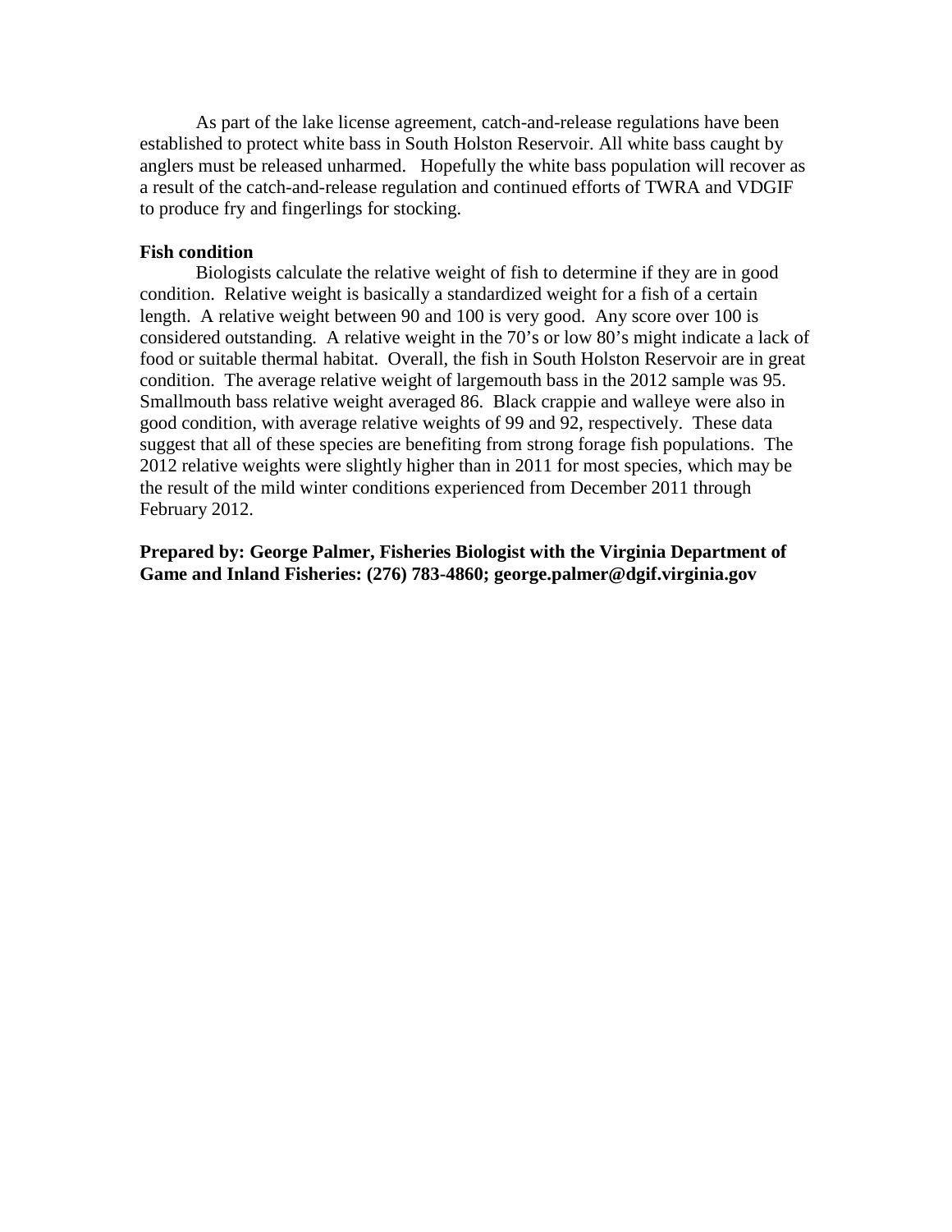As part of the lake license agreement, catch-and-release regulations have been established to protect white bass in South Holston Reservoir. All white bass caught by anglers must be released unharmed. Hopefully the white bass population will recover as a result of the catch-and-release regulation and continued efforts of TWRA and VDGIF to produce fry and fingerlings for stocking.

**Fish condition**

Biologists calculate the relative weight of fish to determine if they are in good condition. Relative weight is basically a standardized weight for a fish of a certain length. A relative weight between 90 and 100 is very good. Any score over 100 is considered outstanding. A relative weight in the 70's or low 80's might indicate a lack of food or suitable thermal habitat. Overall, the fish in South Holston Reservoir are in great condition. The average relative weight of largemouth bass in the 2012 sample was 95. Smallmouth bass relative weight averaged 86. Black crappie and walleye were also in good condition, with average relative weights of 99 and 92, respectively. These data suggest that all of these species are benefiting from strong forage fish populations. The 2012 relative weights were slightly higher than in 2011 for most species, which may be the result of the mild winter conditions experienced from December 2011 through February 2012.

**Prepared by: George Palmer, Fisheries Biologist with the Virginia Department of Game and Inland Fisheries: (276) 783-4860; george.palmer@dgif.virginia.gov**